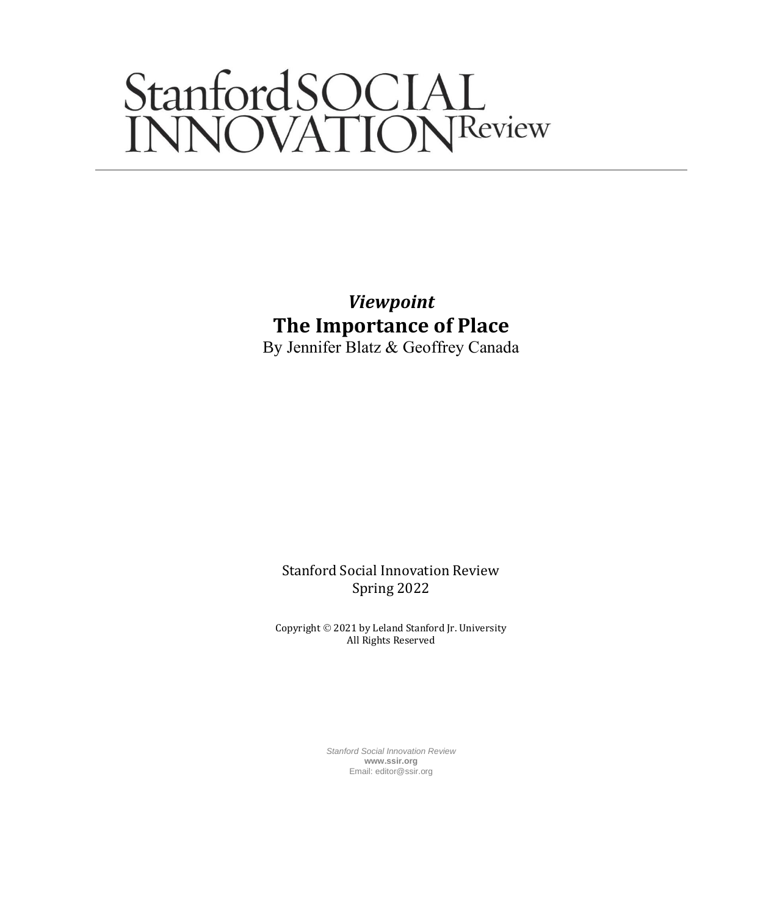# Stanford SOCIAL INNOVATION Review

*Viewpoint*

## The Importance of Place

By Jennifer Blatz & Geoffrey Canada

Stanford Social Innovation Review
Spring 2022

Copyright © 2021 by Leland Stanford Jr. University
All Rights Reserved

*Stanford Social Innovation Review*
**www.ssir.org**
Email: editor@ssir.org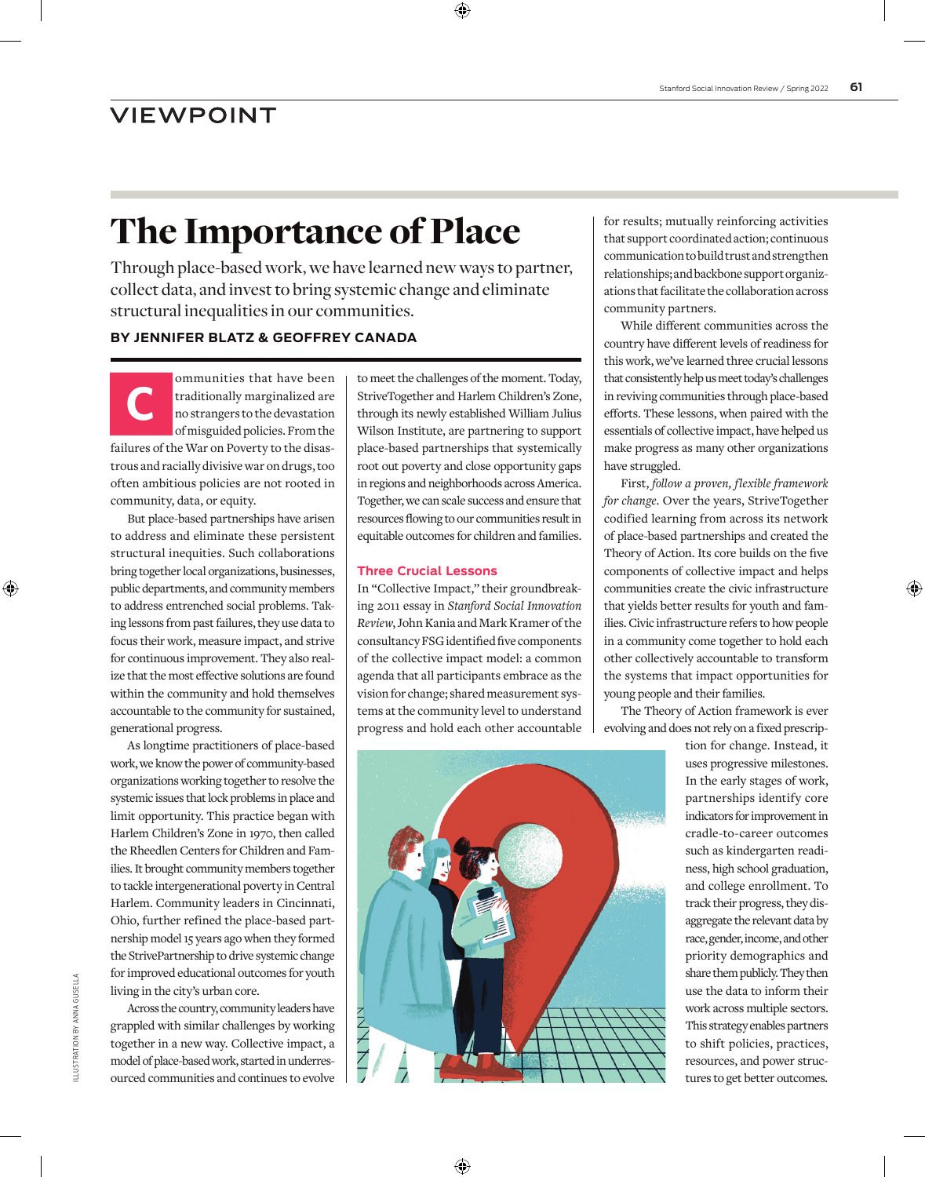VIEWPOINT

# The Importance of Place

Through place-based work, we have learned new ways to partner, collect data, and invest to bring systemic change and eliminate structural inequalities in our communities.

**BY JENNIFER BLATZ & GEOFFREY CANADA**

Communities that have been traditionally marginalized are no strangers to the devastation of misguided policies. From the failures of the War on Poverty to the disastrous and racially divisive war on drugs, too often ambitious policies are not rooted in community, data, or equity.

But place-based partnerships have arisen to address and eliminate these persistent structural inequities. Such collaborations bring together local organizations, businesses, public departments, and community members to address entrenched social problems. Taking lessons from past failures, they use data to focus their work, measure impact, and strive for continuous improvement. They also realize that the most effective solutions are found within the community and hold themselves accountable to the community for sustained, generational progress.

As longtime practitioners of place-based work, we know the power of community-based organizations working together to resolve the systemic issues that lock problems in place and limit opportunity. This practice began with Harlem Children's Zone in 1970, then called the Rheedlen Centers for Children and Families. It brought community members together to tackle intergenerational poverty in Central Harlem. Community leaders in Cincinnati, Ohio, further refined the place-based partnership model 15 years ago when they formed the StrivePartnership to drive systemic change for improved educational outcomes for youth living in the city's urban core.

Across the country, community leaders have grappled with similar challenges by working together in a new way. Collective impact, a model of place-based work, started in underresourced communities and continues to evolve to meet the challenges of the moment. Today, StriveTogether and Harlem Children's Zone, through its newly established William Julius Wilson Institute, are partnering to support place-based partnerships that systemically root out poverty and close opportunity gaps in regions and neighborhoods across America. Together, we can scale success and ensure that resources flowing to our communities result in equitable outcomes for children and families.

## Three Crucial Lessons

In "Collective Impact," their groundbreaking 2011 essay in *Stanford Social Innovation Review*, John Kania and Mark Kramer of the consultancy FSG identified five components of the collective impact model: a common agenda that all participants embrace as the vision for change; shared measurement systems at the community level to understand progress and hold each other accountable for results; mutually reinforcing activities that support coordinated action; continuous communication to build trust and strengthen relationships; and backbone support organizations that facilitate the collaboration across community partners.

While different communities across the country have different levels of readiness for this work, we've learned three crucial lessons that consistently help us meet today's challenges in reviving communities through place-based efforts. These lessons, when paired with the essentials of collective impact, have helped us make progress as many other organizations have struggled.

First, *follow a proven, flexible framework for change*. Over the years, StriveTogether codified learning from across its network of place-based partnerships and created the Theory of Action. Its core builds on the five components of collective impact and helps communities create the civic infrastructure that yields better results for youth and families. Civic infrastructure refers to how people in a community come together to hold each other collectively accountable to transform the systems that impact opportunities for young people and their families.

The Theory of Action framework is ever evolving and does not rely on a fixed prescription for change. Instead, it uses progressive milestones. In the early stages of work, partnerships identify core indicators for improvement in cradle-to-career outcomes such as kindergarten readiness, high school graduation, and college enrollment. To track their progress, they disaggregate the relevant data by race, gender, income, and other priority demographics and share them publicly. They then use the data to inform their work across multiple sectors. This strategy enables partners to shift policies, practices, resources, and power structures to get better outcomes.

ILLUSTRATION BY ANNA GUSELLA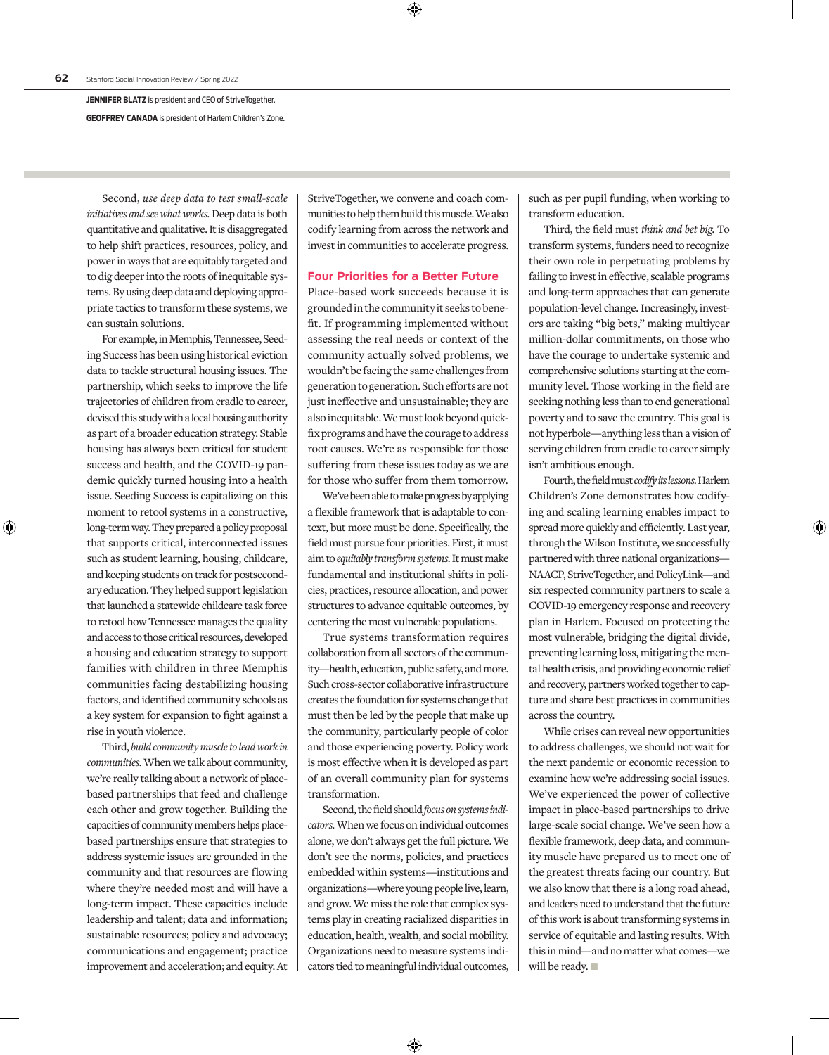**JENNIFER BLATZ** is president and CEO of StriveTogether.

**GEOFFREY CANADA** is president of Harlem Children's Zone.

Second, *use deep data to test small-scale initiatives and see what works.* Deep data is both quantitative and qualitative. It is disaggregated to help shift practices, resources, policy, and power in ways that are equitably targeted and to dig deeper into the roots of inequitable systems. By using deep data and deploying appropriate tactics to transform these systems, we can sustain solutions.

For example, in Memphis, Tennessee, Seeding Success has been using historical eviction data to tackle structural housing issues. The partnership, which seeks to improve the life trajectories of children from cradle to career, devised this study with a local housing authority as part of a broader education strategy. Stable housing has always been critical for student success and health, and the COVID-19 pandemic quickly turned housing into a health issue. Seeding Success is capitalizing on this moment to retool systems in a constructive, long-term way. They prepared a policy proposal that supports critical, interconnected issues such as student learning, housing, childcare, and keeping students on track for postsecondary education. They helped support legislation that launched a statewide childcare task force to retool how Tennessee manages the quality and access to those critical resources, developed a housing and education strategy to support families with children in three Memphis communities facing destabilizing housing factors, and identified community schools as a key system for expansion to fight against a rise in youth violence.

Third, *build community muscle to lead work in communities.* When we talk about community, we're really talking about a network of place-based partnerships that feed and challenge each other and grow together. Building the capacities of community members helps place-based partnerships ensure that strategies to address systemic issues are grounded in the community and that resources are flowing where they're needed most and will have a long-term impact. These capacities include leadership and talent; data and information; sustainable resources; policy and advocacy; communications and engagement; practice improvement and acceleration; and equity. At StriveTogether, we convene and coach communities to help them build this muscle. We also codify learning from across the network and invest in communities to accelerate progress.

## Four Priorities for a Better Future

Place-based work succeeds because it is grounded in the community it seeks to benefit. If programming implemented without assessing the real needs or context of the community actually solved problems, we wouldn't be facing the same challenges from generation to generation. Such efforts are not just ineffective and unsustainable; they are also inequitable. We must look beyond quick-fix programs and have the courage to address root causes. We're as responsible for those suffering from these issues today as we are for those who suffer from them tomorrow.

We've been able to make progress by applying a flexible framework that is adaptable to context, but more must be done. Specifically, the field must pursue four priorities. First, it must aim to *equitably transform systems.* It must make fundamental and institutional shifts in policies, practices, resource allocation, and power structures to advance equitable outcomes, by centering the most vulnerable populations.

True systems transformation requires collaboration from all sectors of the community—health, education, public safety, and more. Such cross-sector collaborative infrastructure creates the foundation for systems change that must then be led by the people that make up the community, particularly people of color and those experiencing poverty. Policy work is most effective when it is developed as part of an overall community plan for systems transformation.

Second, the field should *focus on systems indicators.* When we focus on individual outcomes alone, we don't always get the full picture. We don't see the norms, policies, and practices embedded within systems—institutions and organizations—where young people live, learn, and grow. We miss the role that complex systems play in creating racialized disparities in education, health, wealth, and social mobility. Organizations need to measure systems indicators tied to meaningful individual outcomes, such as per pupil funding, when working to transform education.

Third, the field must *think and bet big.* To transform systems, funders need to recognize their own role in perpetuating problems by failing to invest in effective, scalable programs and long-term approaches that can generate population-level change. Increasingly, investors are taking "big bets," making multiyear million-dollar commitments, on those who have the courage to undertake systemic and comprehensive solutions starting at the community level. Those working in the field are seeking nothing less than to end generational poverty and to save the country. This goal is not hyperbole—anything less than a vision of serving children from cradle to career simply isn't ambitious enough.

Fourth, the field must *codify its lessons.* Harlem Children's Zone demonstrates how codifying and scaling learning enables impact to spread more quickly and efficiently. Last year, through the Wilson Institute, we successfully partnered with three national organizations—NAACP, StriveTogether, and PolicyLink—and six respected community partners to scale a COVID-19 emergency response and recovery plan in Harlem. Focused on protecting the most vulnerable, bridging the digital divide, preventing learning loss, mitigating the mental health crisis, and providing economic relief and recovery, partners worked together to capture and share best practices in communities across the country.

While crises can reveal new opportunities to address challenges, we should not wait for the next pandemic or economic recession to examine how we're addressing social issues. We've experienced the power of collective impact in place-based partnerships to drive large-scale social change. We've seen how a flexible framework, deep data, and community muscle have prepared us to meet one of the greatest threats facing our country. But we also know that there is a long road ahead, and leaders need to understand that the future of this work is about transforming systems in service of equitable and lasting results. With this in mind—and no matter what comes—we will be ready. ■